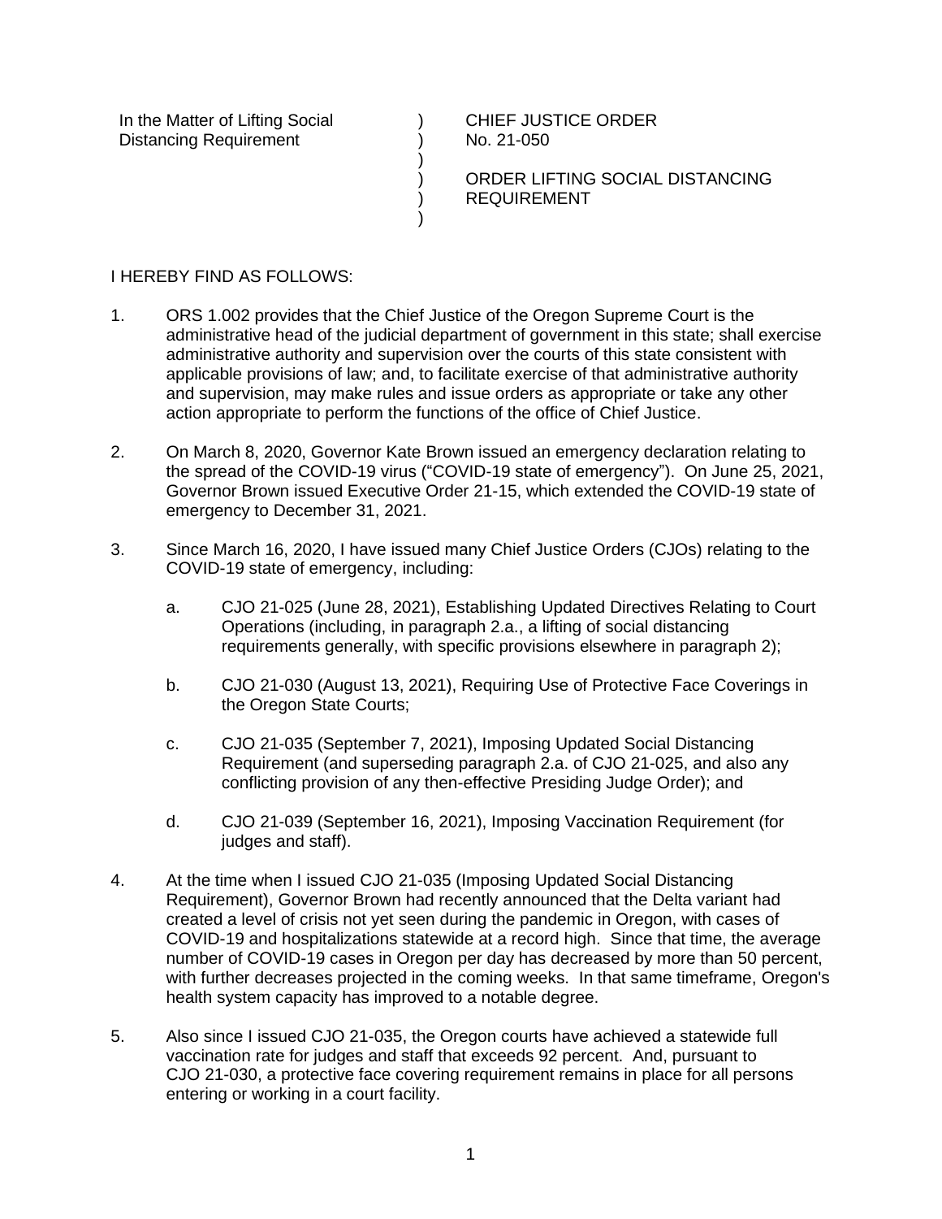In the Matter of Lifting Social Distancing Requirement

CHIEF JUSTICE ORDER
No. 21-050

ORDER LIFTING SOCIAL DISTANCING REQUIREMENT

I HEREBY FIND AS FOLLOWS:

1. ORS 1.002 provides that the Chief Justice of the Oregon Supreme Court is the administrative head of the judicial department of government in this state; shall exercise administrative authority and supervision over the courts of this state consistent with applicable provisions of law; and, to facilitate exercise of that administrative authority and supervision, may make rules and issue orders as appropriate or take any other action appropriate to perform the functions of the office of Chief Justice.

2. On March 8, 2020, Governor Kate Brown issued an emergency declaration relating to the spread of the COVID-19 virus ("COVID-19 state of emergency"). On June 25, 2021, Governor Brown issued Executive Order 21-15, which extended the COVID-19 state of emergency to December 31, 2021.

3. Since March 16, 2020, I have issued many Chief Justice Orders (CJOs) relating to the COVID-19 state of emergency, including:

   a. CJO 21-025 (June 28, 2021), Establishing Updated Directives Relating to Court Operations (including, in paragraph 2.a., a lifting of social distancing requirements generally, with specific provisions elsewhere in paragraph 2);

   b. CJO 21-030 (August 13, 2021), Requiring Use of Protective Face Coverings in the Oregon State Courts;

   c. CJO 21-035 (September 7, 2021), Imposing Updated Social Distancing Requirement (and superseding paragraph 2.a. of CJO 21-025, and also any conflicting provision of any then-effective Presiding Judge Order); and

   d. CJO 21-039 (September 16, 2021), Imposing Vaccination Requirement (for judges and staff).

4. At the time when I issued CJO 21-035 (Imposing Updated Social Distancing Requirement), Governor Brown had recently announced that the Delta variant had created a level of crisis not yet seen during the pandemic in Oregon, with cases of COVID-19 and hospitalizations statewide at a record high. Since that time, the average number of COVID-19 cases in Oregon per day has decreased by more than 50 percent, with further decreases projected in the coming weeks. In that same timeframe, Oregon's health system capacity has improved to a notable degree.

5. Also since I issued CJO 21-035, the Oregon courts have achieved a statewide full vaccination rate for judges and staff that exceeds 92 percent. And, pursuant to CJO 21-030, a protective face covering requirement remains in place for all persons entering or working in a court facility.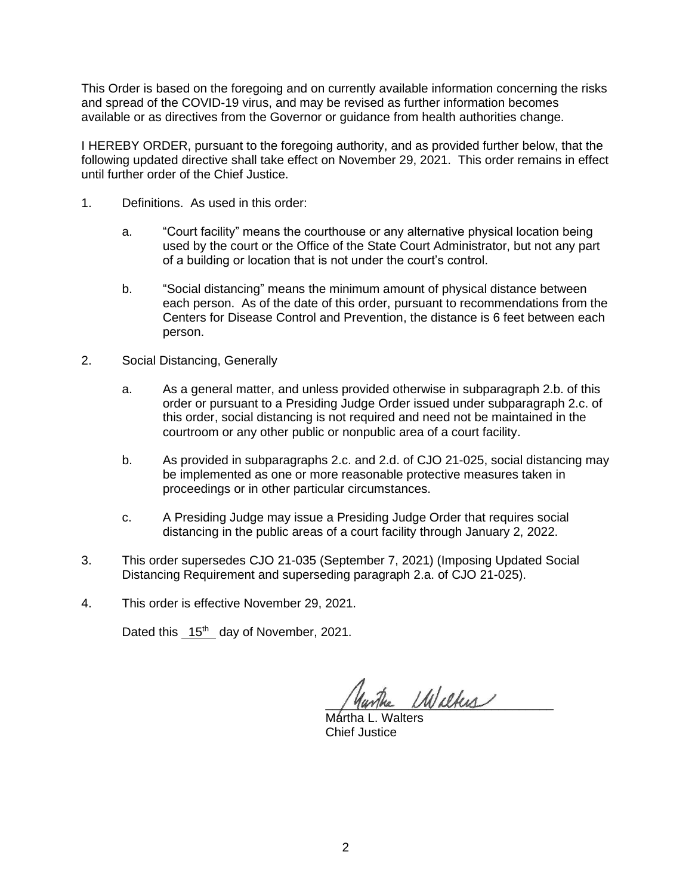This Order is based on the foregoing and on currently available information concerning the risks and spread of the COVID-19 virus, and may be revised as further information becomes available or as directives from the Governor or guidance from health authorities change.

I HEREBY ORDER, pursuant to the foregoing authority, and as provided further below, that the following updated directive shall take effect on November 29, 2021. This order remains in effect until further order of the Chief Justice.

1. Definitions. As used in this order:

   a. "Court facility" means the courthouse or any alternative physical location being used by the court or the Office of the State Court Administrator, but not any part of a building or location that is not under the court's control.

   b. "Social distancing" means the minimum amount of physical distance between each person. As of the date of this order, pursuant to recommendations from the Centers for Disease Control and Prevention, the distance is 6 feet between each person.

2. Social Distancing, Generally

   a. As a general matter, and unless provided otherwise in subparagraph 2.b. of this order or pursuant to a Presiding Judge Order issued under subparagraph 2.c. of this order, social distancing is not required and need not be maintained in the courtroom or any other public or nonpublic area of a court facility.

   b. As provided in subparagraphs 2.c. and 2.d. of CJO 21-025, social distancing may be implemented as one or more reasonable protective measures taken in proceedings or in other particular circumstances.

   c. A Presiding Judge may issue a Presiding Judge Order that requires social distancing in the public areas of a court facility through January 2, 2022.

3. This order supersedes CJO 21-035 (September 7, 2021) (Imposing Updated Social Distancing Requirement and superseding paragraph 2.a. of CJO 21-025).

4. This order is effective November 29, 2021.

   Dated this 15th day of November, 2021.

Martha L. Walters
Chief Justice